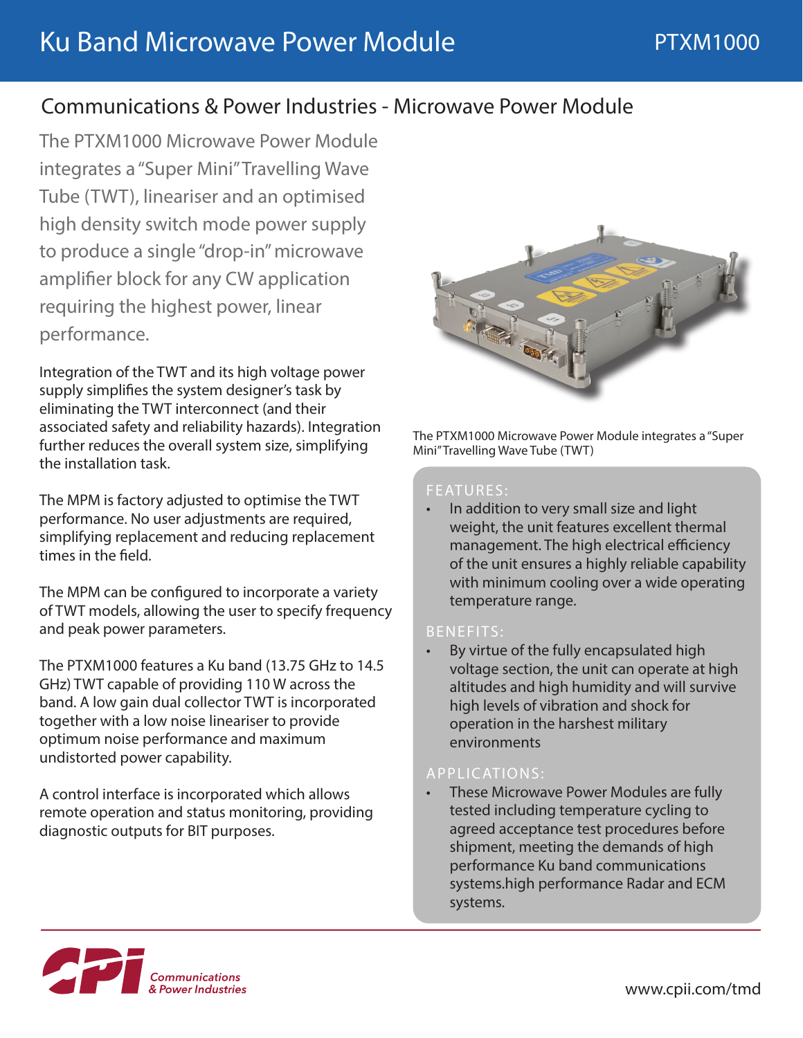# Ku Band Microwave Power Module

PTXM1000

## Communications & Power Industries - Microwave Power Module

The PTXM1000 Microwave Power Module integrates a "Super Mini" Travelling Wave Tube (TWT), lineariser and an optimised high density switch mode power supply to produce a single "drop-in" microwave amplifier block for any CW application requiring the highest power, linear performance.

Integration of the TWT and its high voltage power supply simplifies the system designer's task by eliminating the TWT interconnect (and their associated safety and reliability hazards). Integration further reduces the overall system size, simplifying the installation task.

The MPM is factory adjusted to optimise the TWT performance. No user adjustments are required, simplifying replacement and reducing replacement times in the field.

The MPM can be configured to incorporate a variety of TWT models, allowing the user to specify frequency and peak power parameters.

The PTXM1000 features a Ku band (13.75 GHz to 14.5 GHz) TWT capable of providing 110 W across the band. A low gain dual collector TWT is incorporated together with a low noise lineariser to provide optimum noise performance and maximum undistorted power capability.

A control interface is incorporated which allows remote operation and status monitoring, providing diagnostic outputs for BIT purposes.

The PTXM1000 Microwave Power Module integrates a "Super Mini" Travelling Wave Tube (TWT)

### FEATURES:

- In addition to very small size and light weight, the unit features excellent thermal management. The high electrical efficiency of the unit ensures a highly reliable capability with minimum cooling over a wide operating temperature range.

### BENEFITS:

- By virtue of the fully encapsulated high voltage section, the unit can operate at high altitudes and high humidity and will survive high levels of vibration and shock for operation in the harshest military environments

### APPLICATIONS:

- These Microwave Power Modules are fully tested including temperature cycling to agreed acceptance test procedures before shipment, meeting the demands of high performance Ku band communications systems.high performance Radar and ECM systems.

Communications & Power Industries

www.cpii.com/tmd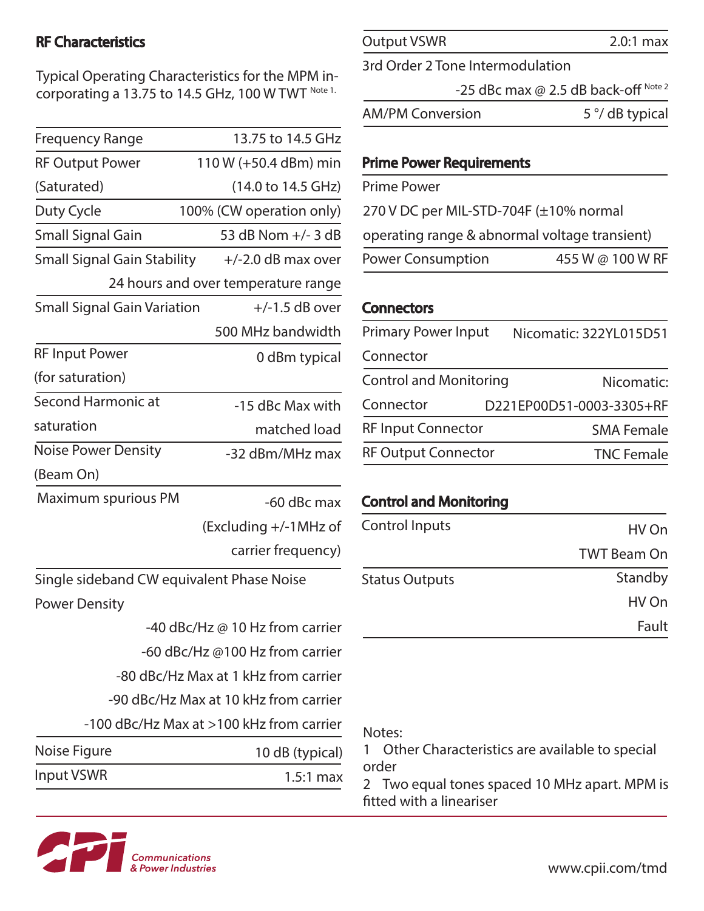## RF Characteristics

Typical Operating Characteristics for the MPM incorporating a 13.75 to 14.5 GHz, 100 W TWT [Note 1.]

| Parameter | Value |
|---|---|
| Frequency Range | 13.75 to 14.5 GHz |
| RF Output Power (Saturated) | 110 W (+50.4 dBm) min (14.0 to 14.5 GHz) |
| Duty Cycle | 100% (CW operation only) |
| Small Signal Gain | 53 dB Nom +/- 3 dB |
| Small Signal Gain Stability | +/-2.0 dB max over 24 hours and over temperature range |
| Small Signal Gain Variation | +/-1.5 dB over 500 MHz bandwidth |
| RF Input Power (for saturation) | 0 dBm typical |
| Second Harmonic at saturation | -15 dBc Max with matched load |
| Noise Power Density (Beam On) | -32 dBm/MHz max |
| Maximum spurious PM | -60 dBc max (Excluding +/-1MHz of carrier frequency) |
| Single sideband CW equivalent Phase Noise Power Density | -40 dBc/Hz @ 10 Hz from carrier<br>-60 dBc/Hz @100 Hz from carrier<br>-80 dBc/Hz Max at 1 kHz from carrier<br>-90 dBc/Hz Max at 10 kHz from carrier<br>-100 dBc/Hz Max at >100 kHz from carrier |
| Noise Figure | 10 dB (typical) |
| Input VSWR | 1.5:1 max |
| Output VSWR | 2.0:1 max |
| 3rd Order 2 Tone Intermodulation | -25 dBc max @ 2.5 dB back-off [Note 2] |
| AM/PM Conversion | 5 °/ dB typical |

## Prime Power Requirements

| Parameter | Value |
|---|---|
| Prime Power | 270 V DC per MIL-STD-704F (±10% normal operating range & abnormal voltage transient) |
| Power Consumption | 455 W @ 100 W RF |

## Connectors

| Parameter | Value |
|---|---|
| Primary Power Input Connector | Nicomatic: 322YL015D51 |
| Control and Monitoring Connector | Nicomatic: D221EP00D51-0003-3305+RF |
| RF Input Connector | SMA Female |
| RF Output Connector | TNC Female |

## Control and Monitoring

| Parameter | Value |
|---|---|
| Control Inputs | HV On<br>TWT Beam On |
| Status Outputs | Standby<br>HV On<br>Fault |

Notes:

1 Other Characteristics are available to special order

2 Two equal tones spaced 10 MHz apart. MPM is fitted with a lineariser

Communications & Power Industries

www.cpii.com/tmd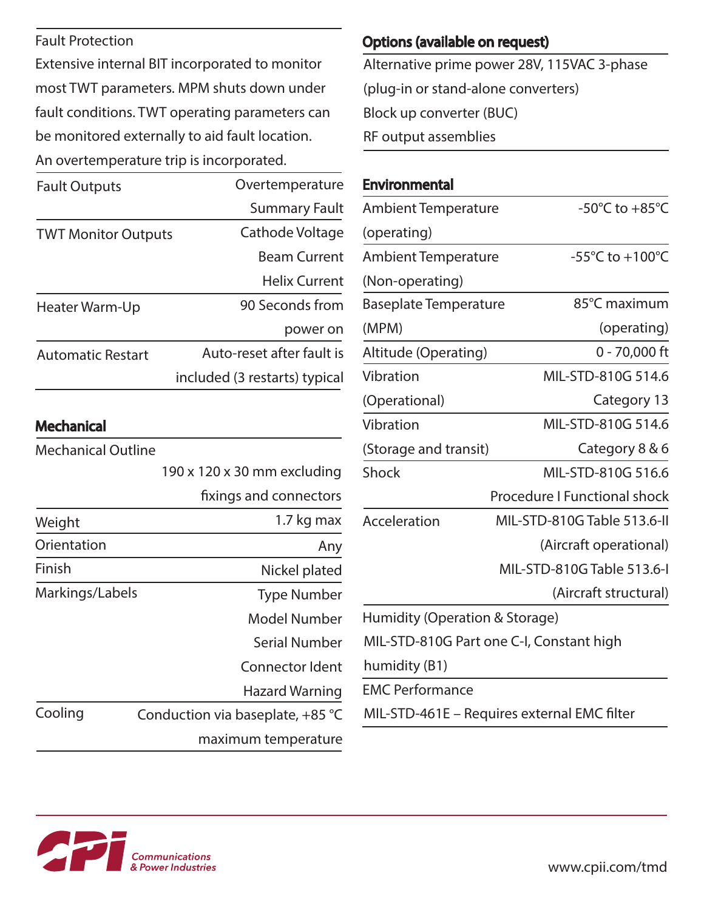Fault Protection

Extensive internal BIT incorporated to monitor most TWT parameters. MPM shuts down under fault conditions. TWT operating parameters can be monitored externally to aid fault location. An overtemperature trip is incorporated.

| | |
|---|---|
| Fault Outputs | Overtemperature<br>Summary Fault |
| TWT Monitor Outputs | Cathode Voltage<br>Beam Current<br>Helix Current |
| Heater Warm-Up | 90 Seconds from power on |
| Automatic Restart | Auto-reset after fault is included (3 restarts) typical |

## Mechanical

| | |
|---|---|
| Mechanical Outline | 190 x 120 x 30 mm excluding fixings and connectors |
| Weight | 1.7 kg max |
| Orientation | Any |
| Finish | Nickel plated |
| Markings/Labels | Type Number<br>Model Number<br>Serial Number<br>Connector Ident<br>Hazard Warning |
| Cooling | Conduction via baseplate, +85 °C maximum temperature |

## Options (available on request)

Alternative prime power 28V, 115VAC 3-phase (plug-in or stand-alone converters)

Block up converter (BUC)

RF output assemblies

## Environmental

| | |
|---|---|
| Ambient Temperature (operating) | -50°C to +85°C |
| Ambient Temperature (Non-operating) | -55°C to +100°C |
| Baseplate Temperature (MPM) | 85°C maximum (operating) |
| Altitude (Operating) | 0 - 70,000 ft |
| Vibration (Operational) | MIL-STD-810G 514.6 Category 13 |
| Vibration (Storage and transit) | MIL-STD-810G 514.6 Category 8 & 6 |
| Shock | MIL-STD-810G 516.6 Procedure I Functional shock |
| Acceleration | MIL-STD-810G Table 513.6-II (Aircraft operational)<br>MIL-STD-810G Table 513.6-I (Aircraft structural) |

Humidity (Operation & Storage)

MIL-STD-810G Part one C-I, Constant high humidity (B1)

EMC Performance

MIL-STD-461E – Requires external EMC filter

CPI Communications & Power Industries

www.cpii.com/tmd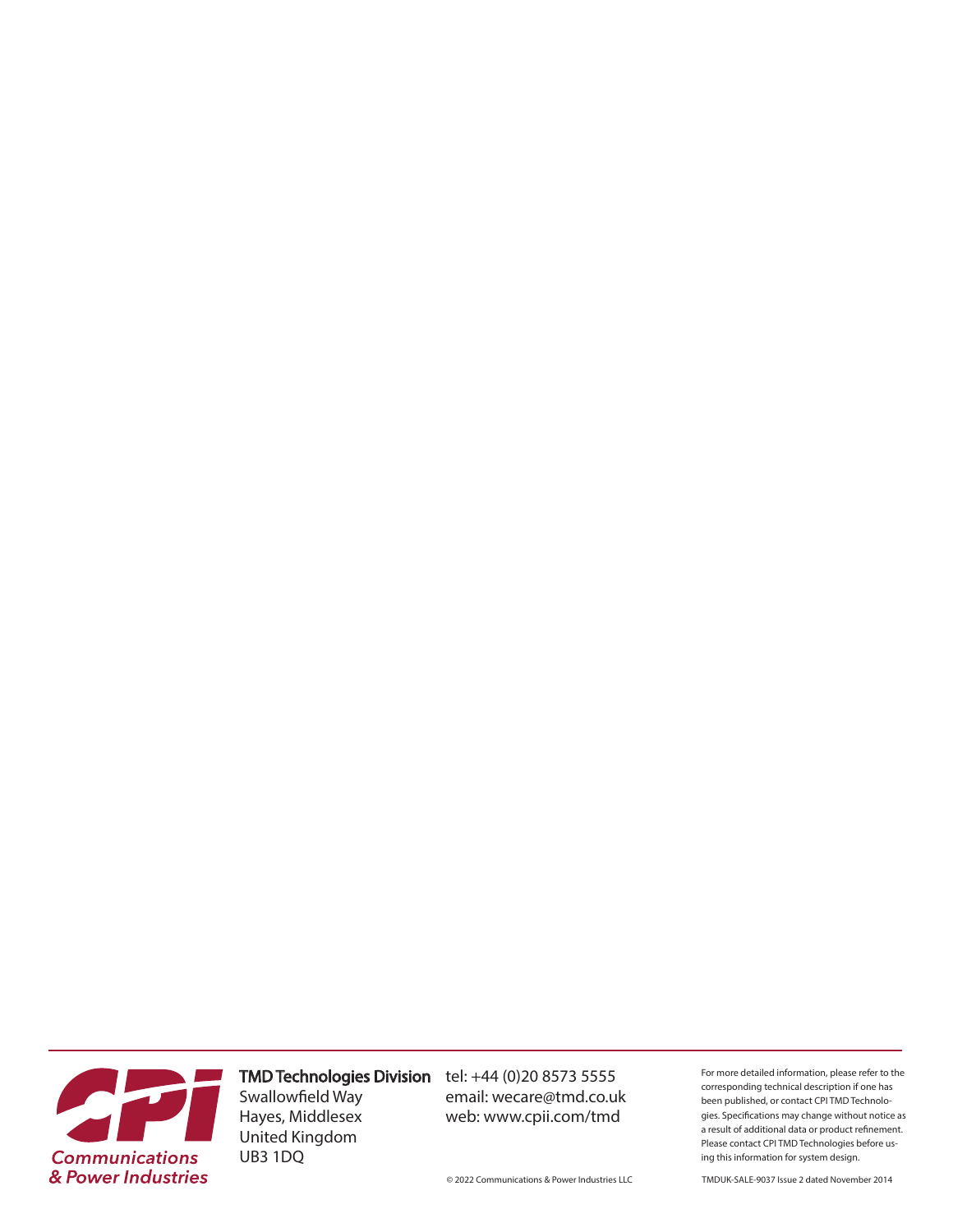Communications & Power Industries

**TMD Technologies Division**
Swallowfield Way
Hayes, Middlesex
United Kingdom
UB3 1DQ

tel: +44 (0)20 8573 5555
email: wecare@tmd.co.uk
web: www.cpii.com/tmd

For more detailed information, please refer to the corresponding technical description if one has been published, or contact CPI TMD Technologies. Specifications may change without notice as a result of additional data or product refinement. Please contact CPI TMD Technologies before using this information for system design.

© 2022 Communications & Power Industries LLC

TMDUK-SALE-9037 Issue 2 dated November 2014